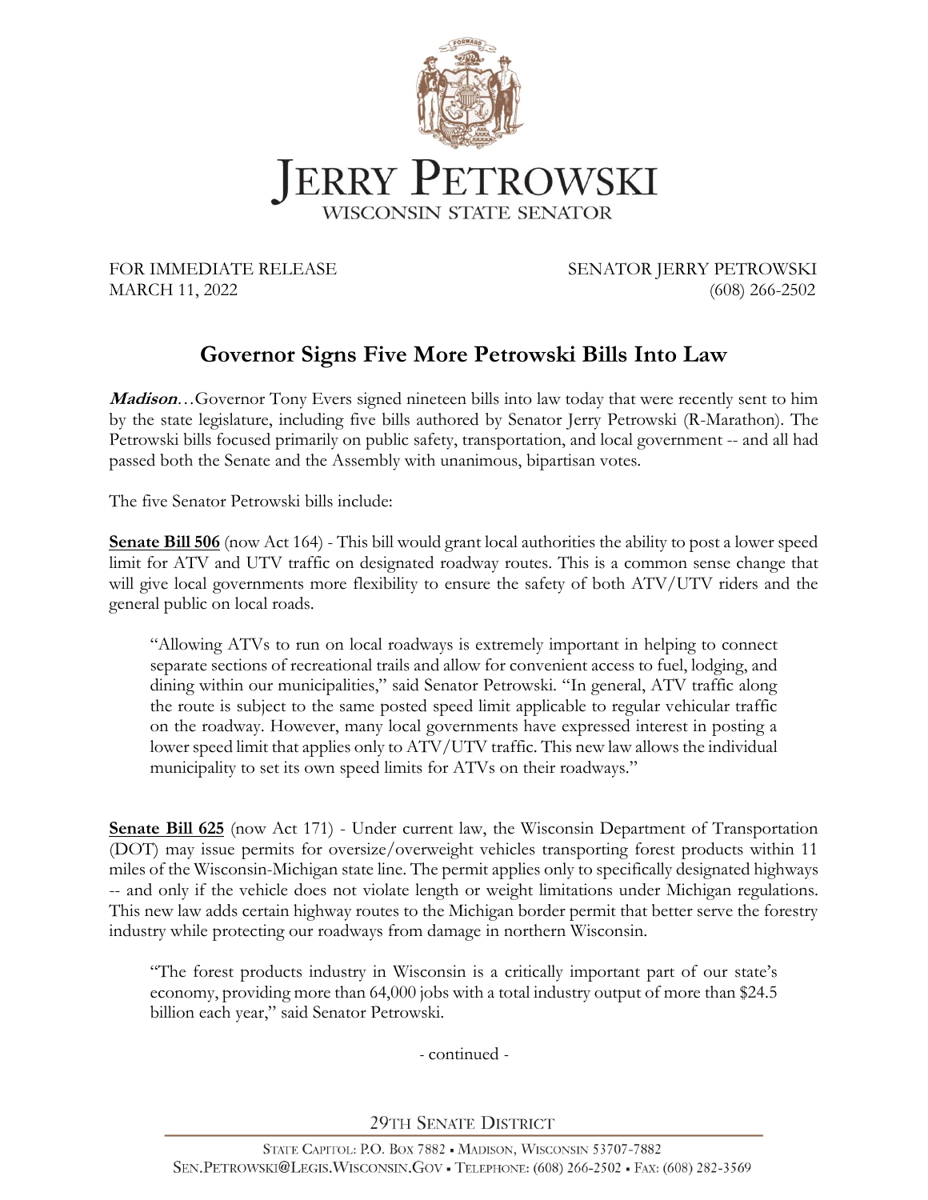# JERRY PETROWSKI

WISCONSIN STATE SENATOR

FOR IMMEDIATE RELEASE
MARCH 11, 2022

SENATOR JERRY PETROWSKI
(608) 266-2502

## Governor Signs Five More Petrowski Bills Into Law

***Madison***…Governor Tony Evers signed nineteen bills into law today that were recently sent to him by the state legislature, including five bills authored by Senator Jerry Petrowski (R-Marathon). The Petrowski bills focused primarily on public safety, transportation, and local government -- and all had passed both the Senate and the Assembly with unanimous, bipartisan votes.

The five Senator Petrowski bills include:

**Senate Bill 506** (now Act 164) - This bill would grant local authorities the ability to post a lower speed limit for ATV and UTV traffic on designated roadway routes. This is a common sense change that will give local governments more flexibility to ensure the safety of both ATV/UTV riders and the general public on local roads.

> "Allowing ATVs to run on local roadways is extremely important in helping to connect separate sections of recreational trails and allow for convenient access to fuel, lodging, and dining within our municipalities," said Senator Petrowski. "In general, ATV traffic along the route is subject to the same posted speed limit applicable to regular vehicular traffic on the roadway. However, many local governments have expressed interest in posting a lower speed limit that applies only to ATV/UTV traffic. This new law allows the individual municipality to set its own speed limits for ATVs on their roadways."

**Senate Bill 625** (now Act 171) - Under current law, the Wisconsin Department of Transportation (DOT) may issue permits for oversize/overweight vehicles transporting forest products within 11 miles of the Wisconsin-Michigan state line. The permit applies only to specifically designated highways -- and only if the vehicle does not violate length or weight limitations under Michigan regulations. This new law adds certain highway routes to the Michigan border permit that better serve the forestry industry while protecting our roadways from damage in northern Wisconsin.

> "The forest products industry in Wisconsin is a critically important part of our state's economy, providing more than 64,000 jobs with a total industry output of more than $24.5 billion each year," said Senator Petrowski.

- continued -

29TH SENATE DISTRICT

STATE CAPITOL: P.O. BOX 7882 • MADISON, WISCONSIN 53707-7882
SEN.PETROWSKI@LEGIS.WISCONSIN.GOV • TELEPHONE: (608) 266-2502 • FAX: (608) 282-3569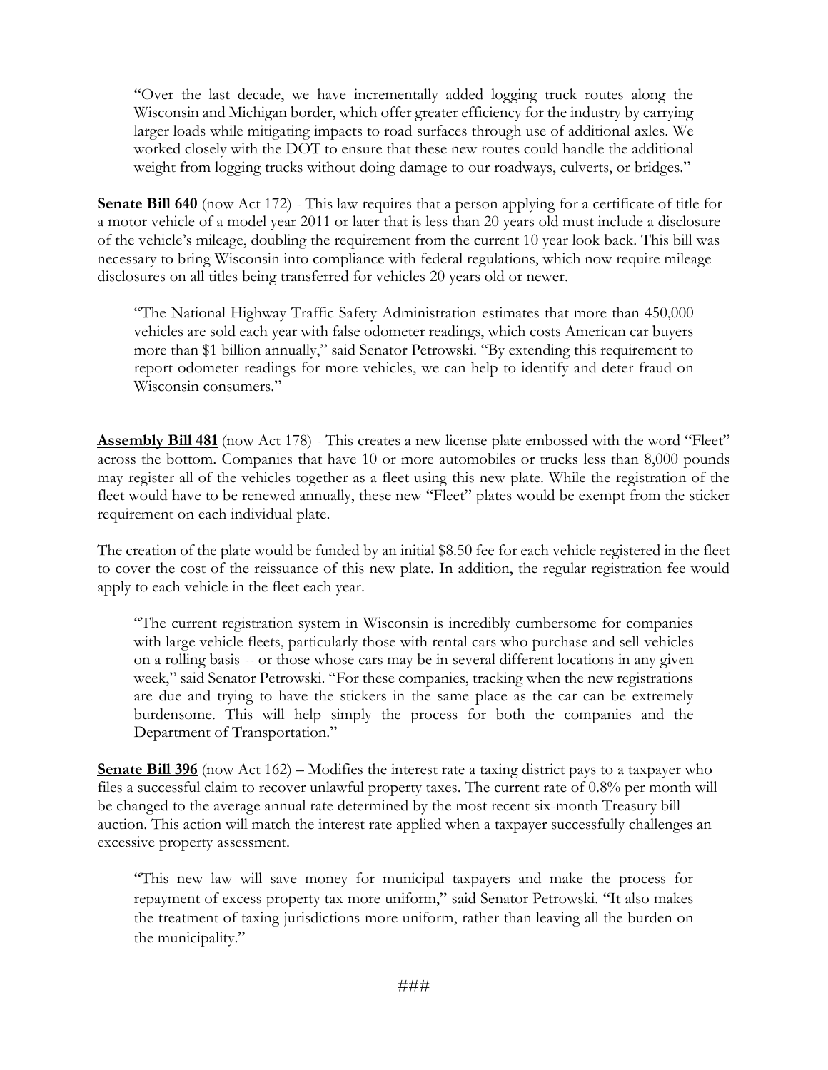> "Over the last decade, we have incrementally added logging truck routes along the Wisconsin and Michigan border, which offer greater efficiency for the industry by carrying larger loads while mitigating impacts to road surfaces through use of additional axles. We worked closely with the DOT to ensure that these new routes could handle the additional weight from logging trucks without doing damage to our roadways, culverts, or bridges."

**Senate Bill 640** (now Act 172) - This law requires that a person applying for a certificate of title for a motor vehicle of a model year 2011 or later that is less than 20 years old must include a disclosure of the vehicle's mileage, doubling the requirement from the current 10 year look back. This bill was necessary to bring Wisconsin into compliance with federal regulations, which now require mileage disclosures on all titles being transferred for vehicles 20 years old or newer.

> "The National Highway Traffic Safety Administration estimates that more than 450,000 vehicles are sold each year with false odometer readings, which costs American car buyers more than $1 billion annually," said Senator Petrowski. "By extending this requirement to report odometer readings for more vehicles, we can help to identify and deter fraud on Wisconsin consumers."

**Assembly Bill 481** (now Act 178) - This creates a new license plate embossed with the word "Fleet" across the bottom. Companies that have 10 or more automobiles or trucks less than 8,000 pounds may register all of the vehicles together as a fleet using this new plate. While the registration of the fleet would have to be renewed annually, these new "Fleet" plates would be exempt from the sticker requirement on each individual plate.

The creation of the plate would be funded by an initial $8.50 fee for each vehicle registered in the fleet to cover the cost of the reissuance of this new plate. In addition, the regular registration fee would apply to each vehicle in the fleet each year.

> "The current registration system in Wisconsin is incredibly cumbersome for companies with large vehicle fleets, particularly those with rental cars who purchase and sell vehicles on a rolling basis -- or those whose cars may be in several different locations in any given week," said Senator Petrowski. "For these companies, tracking when the new registrations are due and trying to have the stickers in the same place as the car can be extremely burdensome. This will help simply the process for both the companies and the Department of Transportation."

**Senate Bill 396** (now Act 162) – Modifies the interest rate a taxing district pays to a taxpayer who files a successful claim to recover unlawful property taxes. The current rate of 0.8% per month will be changed to the average annual rate determined by the most recent six-month Treasury bill auction. This action will match the interest rate applied when a taxpayer successfully challenges an excessive property assessment.

> "This new law will save money for municipal taxpayers and make the process for repayment of excess property tax more uniform," said Senator Petrowski. "It also makes the treatment of taxing jurisdictions more uniform, rather than leaving all the burden on the municipality."

###